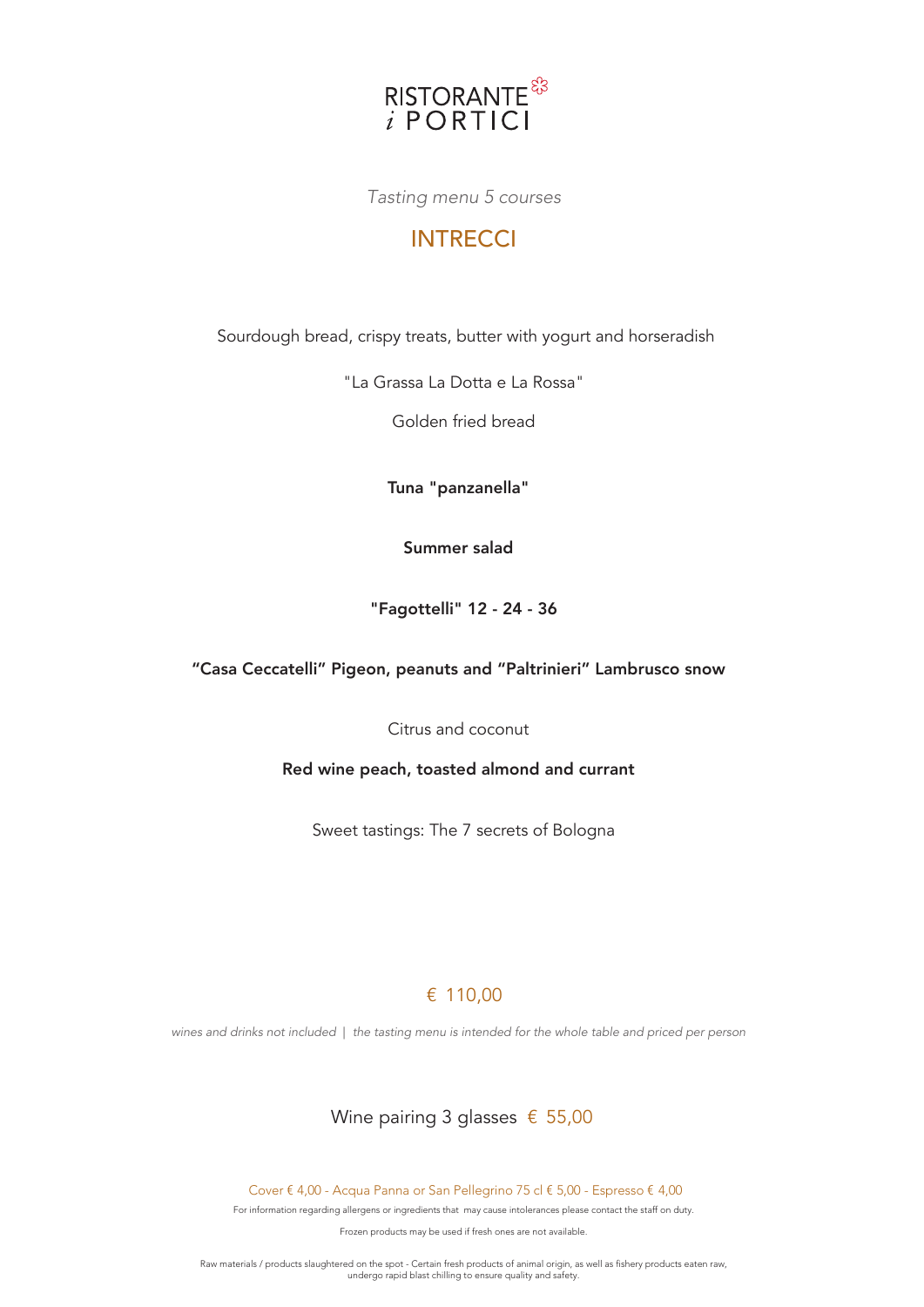# RISTORANTE *i* PORTICI

*Tasting menu 5 courses*

## INTRECCI

Sourdough bread, crispy treats, butter with yogurt and horseradish

"La Grassa La Dotta e La Rossa"

Golden fried bread

**Tuna "panzanella"**

**Summer salad**

**"Fagottelli" 12 - 24 - 36**

**"Casa Ceccatelli" Pigeon, peanuts and "Paltrinieri" Lambrusco snow**

Citrus and coconut

**Red wine peach, toasted almond and currant**

Sweet tastings: The 7 secrets of Bologna

€ 110,00

*wines and drinks not included | the tasting menu is intended for the whole table and priced per person*

Wine pairing 3 glasses € 55,00

Cover € 4,00 - Acqua Panna or San Pellegrino 75 cl € 5,00 - Espresso € 4,00

For information regarding allergens or ingredients that may cause intolerances please contact the staff on duty.

Frozen products may be used if fresh ones are not available.

Raw materials / products slaughtered on the spot - Certain fresh products of animal origin, as well as fishery products eaten raw, undergo rapid blast chilling to ensure quality and safety.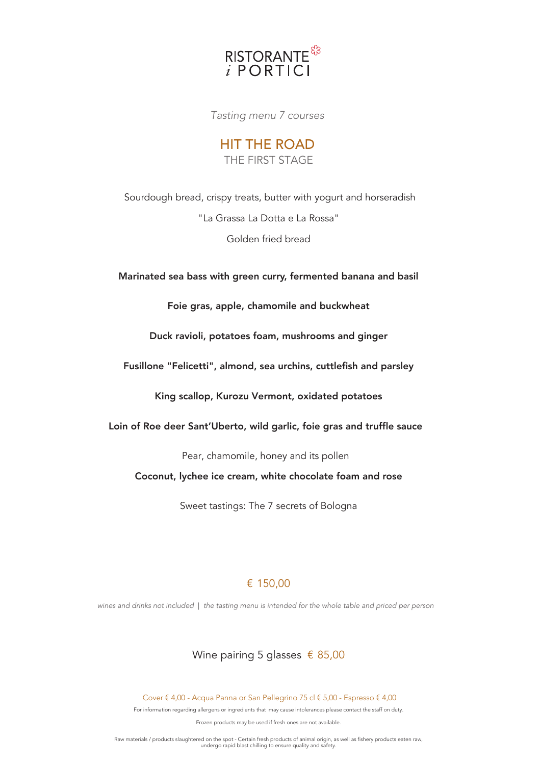# RISTORANTE *i* PORTICI

*Tasting menu 7 courses*

## HIT THE ROAD
### THE FIRST STAGE

Sourdough bread, crispy treats, butter with yogurt and horseradish

"La Grassa La Dotta e La Rossa"

Golden fried bread

**Marinated sea bass with green curry, fermented banana and basil**

**Foie gras, apple, chamomile and buckwheat**

**Duck ravioli, potatoes foam, mushrooms and ginger**

**Fusillone "Felicetti", almond, sea urchins, cuttlefish and parsley**

**King scallop, Kurozu Vermont, oxidated potatoes**

**Loin of Roe deer Sant'Uberto, wild garlic, foie gras and truffle sauce**

Pear, chamomile, honey and its pollen

**Coconut, lychee ice cream, white chocolate foam and rose**

Sweet tastings: The 7 secrets of Bologna

€ 150,00

*wines and drinks not included | the tasting menu is intended for the whole table and priced per person*

Wine pairing 5 glasses € 85,00

Cover € 4,00 - Acqua Panna or San Pellegrino 75 cl € 5,00 - Espresso € 4,00

For information regarding allergens or ingredients that may cause intolerances please contact the staff on duty.

Frozen products may be used if fresh ones are not available.

Raw materials / products slaughtered on the spot - Certain fresh products of animal origin, as well as fishery products eaten raw, undergo rapid blast chilling to ensure quality and safety.